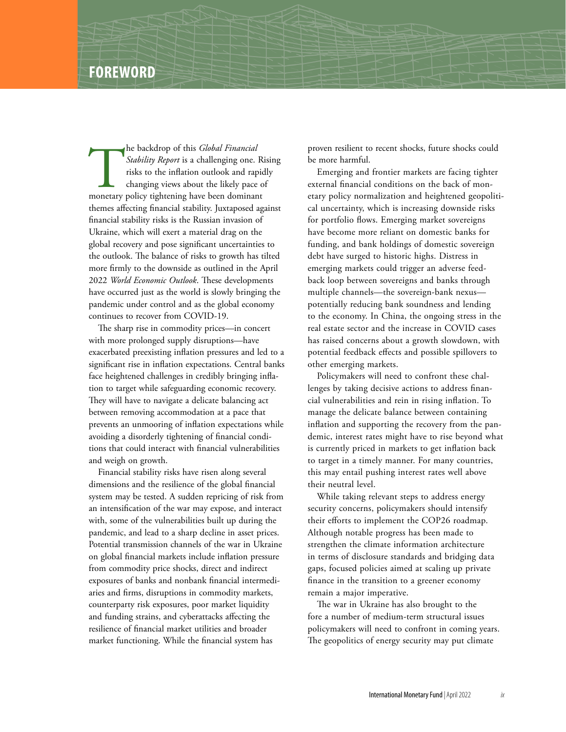# FOREWORD

The backdrop of this *Global Financial Stability Report* is a challenging one. Rising risks to the inflation outlook and rapidly changing views about the likely pace of monetary policy tightening have been dominant themes affecting financial stability. Juxtaposed against financial stability risks is the Russian invasion of Ukraine, which will exert a material drag on the global recovery and pose significant uncertainties to the outlook. The balance of risks to growth has tilted more firmly to the downside as outlined in the April 2022 *World Economic Outlook*. These developments have occurred just as the world is slowly bringing the pandemic under control and as the global economy continues to recover from COVID-19.

The sharp rise in commodity prices—in concert with more prolonged supply disruptions—have exacerbated preexisting inflation pressures and led to a significant rise in inflation expectations. Central banks face heightened challenges in credibly bringing inflation to target while safeguarding economic recovery. They will have to navigate a delicate balancing act between removing accommodation at a pace that prevents an unmooring of inflation expectations while avoiding a disorderly tightening of financial conditions that could interact with financial vulnerabilities and weigh on growth.

Financial stability risks have risen along several dimensions and the resilience of the global financial system may be tested. A sudden repricing of risk from an intensification of the war may expose, and interact with, some of the vulnerabilities built up during the pandemic, and lead to a sharp decline in asset prices. Potential transmission channels of the war in Ukraine on global financial markets include inflation pressure from commodity price shocks, direct and indirect exposures of banks and nonbank financial intermediaries and firms, disruptions in commodity markets, counterparty risk exposures, poor market liquidity and funding strains, and cyberattacks affecting the resilience of financial market utilities and broader market functioning. While the financial system has proven resilient to recent shocks, future shocks could be more harmful.

Emerging and frontier markets are facing tighter external financial conditions on the back of monetary policy normalization and heightened geopolitical uncertainty, which is increasing downside risks for portfolio flows. Emerging market sovereigns have become more reliant on domestic banks for funding, and bank holdings of domestic sovereign debt have surged to historic highs. Distress in emerging markets could trigger an adverse feedback loop between sovereigns and banks through multiple channels—the sovereign-bank nexus—potentially reducing bank soundness and lending to the economy. In China, the ongoing stress in the real estate sector and the increase in COVID cases has raised concerns about a growth slowdown, with potential feedback effects and possible spillovers to other emerging markets.

Policymakers will need to confront these challenges by taking decisive actions to address financial vulnerabilities and rein in rising inflation. To manage the delicate balance between containing inflation and supporting the recovery from the pandemic, interest rates might have to rise beyond what is currently priced in markets to get inflation back to target in a timely manner. For many countries, this may entail pushing interest rates well above their neutral level.

While taking relevant steps to address energy security concerns, policymakers should intensify their efforts to implement the COP26 roadmap. Although notable progress has been made to strengthen the climate information architecture in terms of disclosure standards and bridging data gaps, focused policies aimed at scaling up private finance in the transition to a greener economy remain a major imperative.

The war in Ukraine has also brought to the fore a number of medium-term structural issues policymakers will need to confront in coming years. The geopolitics of energy security may put climate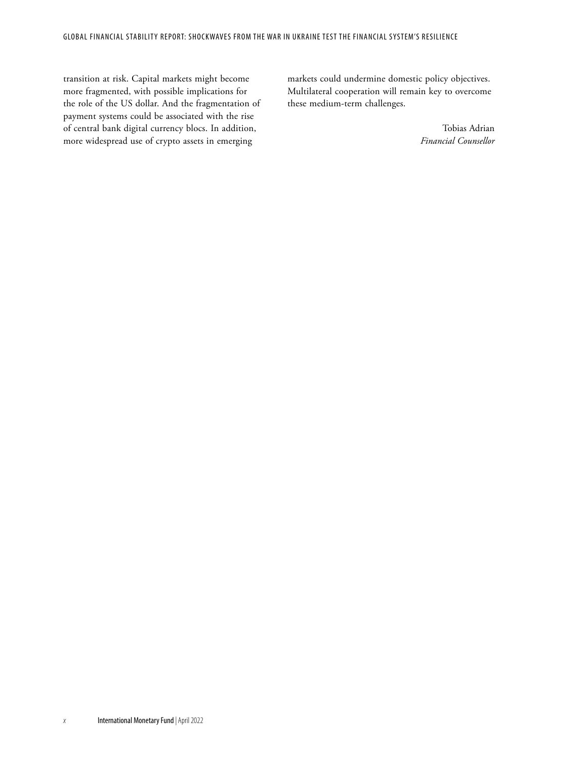transition at risk. Capital markets might become more fragmented, with possible implications for the role of the US dollar. And the fragmentation of payment systems could be associated with the rise of central bank digital currency blocs. In addition, more widespread use of crypto assets in emerging markets could undermine domestic policy objectives. Multilateral cooperation will remain key to overcome these medium-term challenges.

Tobias Adrian
*Financial Counsellor*